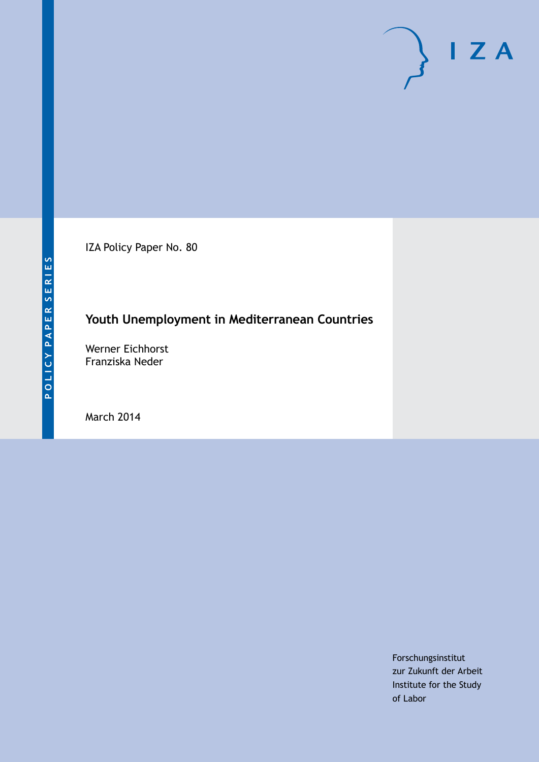IZA Policy Paper No. 80

# Youth Unemployment in Mediterranean Countries

Werner Eichhorst
Franziska Neder

March 2014

Forschungsinstitut
zur Zukunft der Arbeit
Institute for the Study
of Labor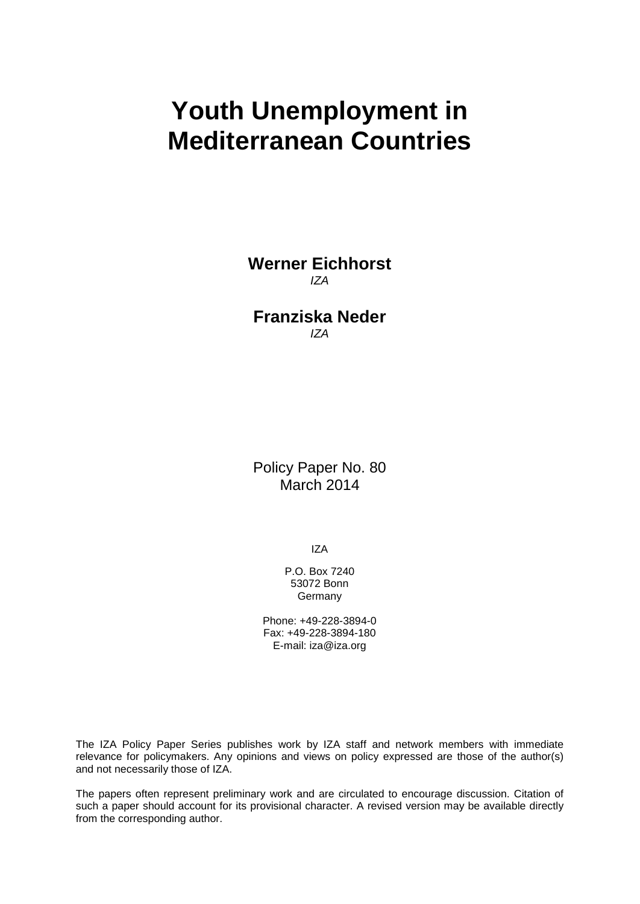# Youth Unemployment in Mediterranean Countries

**Werner Eichhorst**
*IZA*

**Franziska Neder**
*IZA*

Policy Paper No. 80
March 2014

IZA

P.O. Box 7240
53072 Bonn
Germany

Phone: +49-228-3894-0
Fax: +49-228-3894-180
E-mail: iza@iza.org

The IZA Policy Paper Series publishes work by IZA staff and network members with immediate relevance for policymakers. Any opinions and views on policy expressed are those of the author(s) and not necessarily those of IZA.

The papers often represent preliminary work and are circulated to encourage discussion. Citation of such a paper should account for its provisional character. A revised version may be available directly from the corresponding author.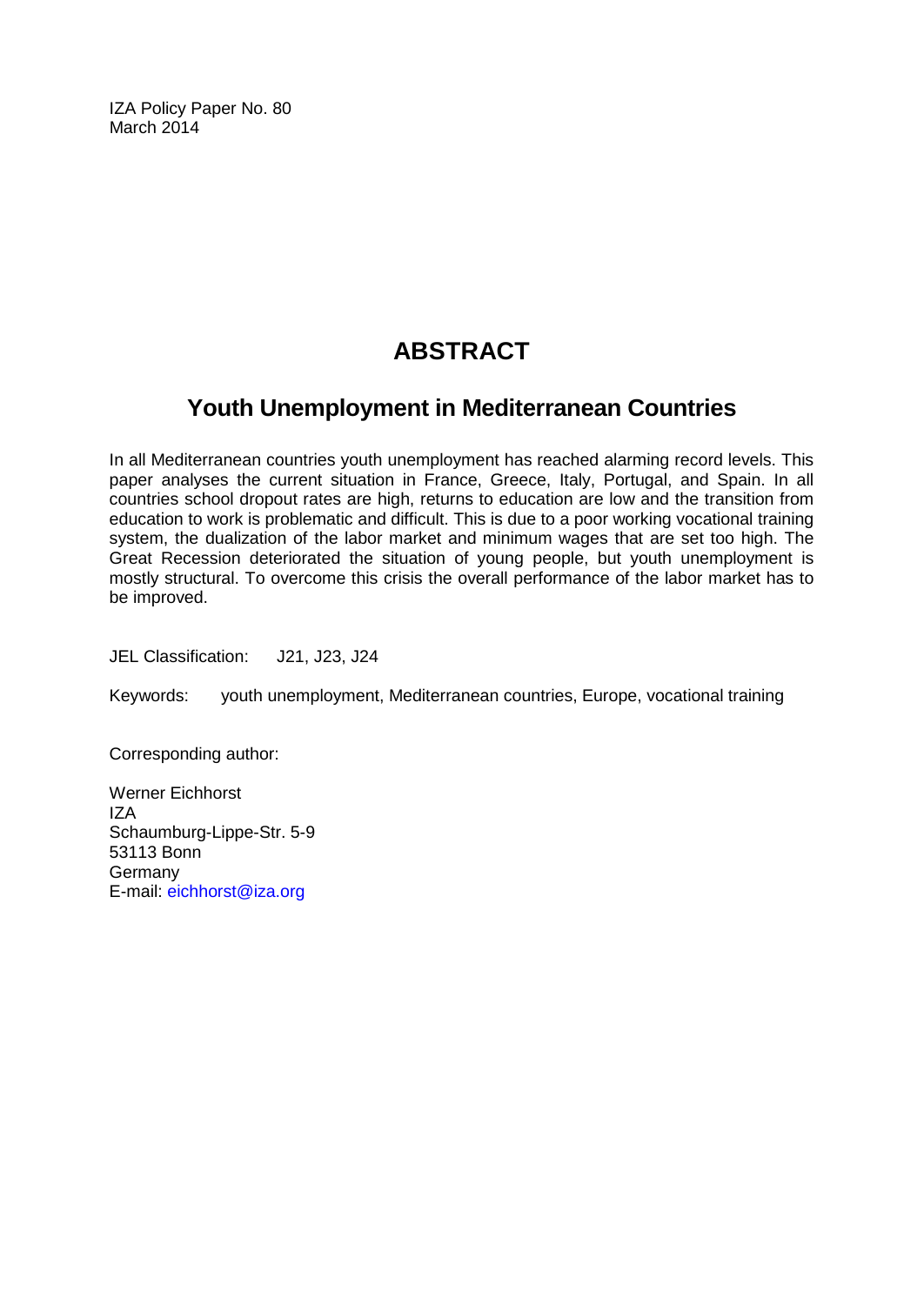IZA Policy Paper No. 80
March 2014

# ABSTRACT

## Youth Unemployment in Mediterranean Countries

In all Mediterranean countries youth unemployment has reached alarming record levels. This paper analyses the current situation in France, Greece, Italy, Portugal, and Spain. In all countries school dropout rates are high, returns to education are low and the transition from education to work is problematic and difficult. This is due to a poor working vocational training system, the dualization of the labor market and minimum wages that are set too high. The Great Recession deteriorated the situation of young people, but youth unemployment is mostly structural. To overcome this crisis the overall performance of the labor market has to be improved.

JEL Classification: J21, J23, J24

Keywords: youth unemployment, Mediterranean countries, Europe, vocational training

Corresponding author:

Werner Eichhorst
IZA
Schaumburg-Lippe-Str. 5-9
53113 Bonn
Germany
E-mail: eichhorst@iza.org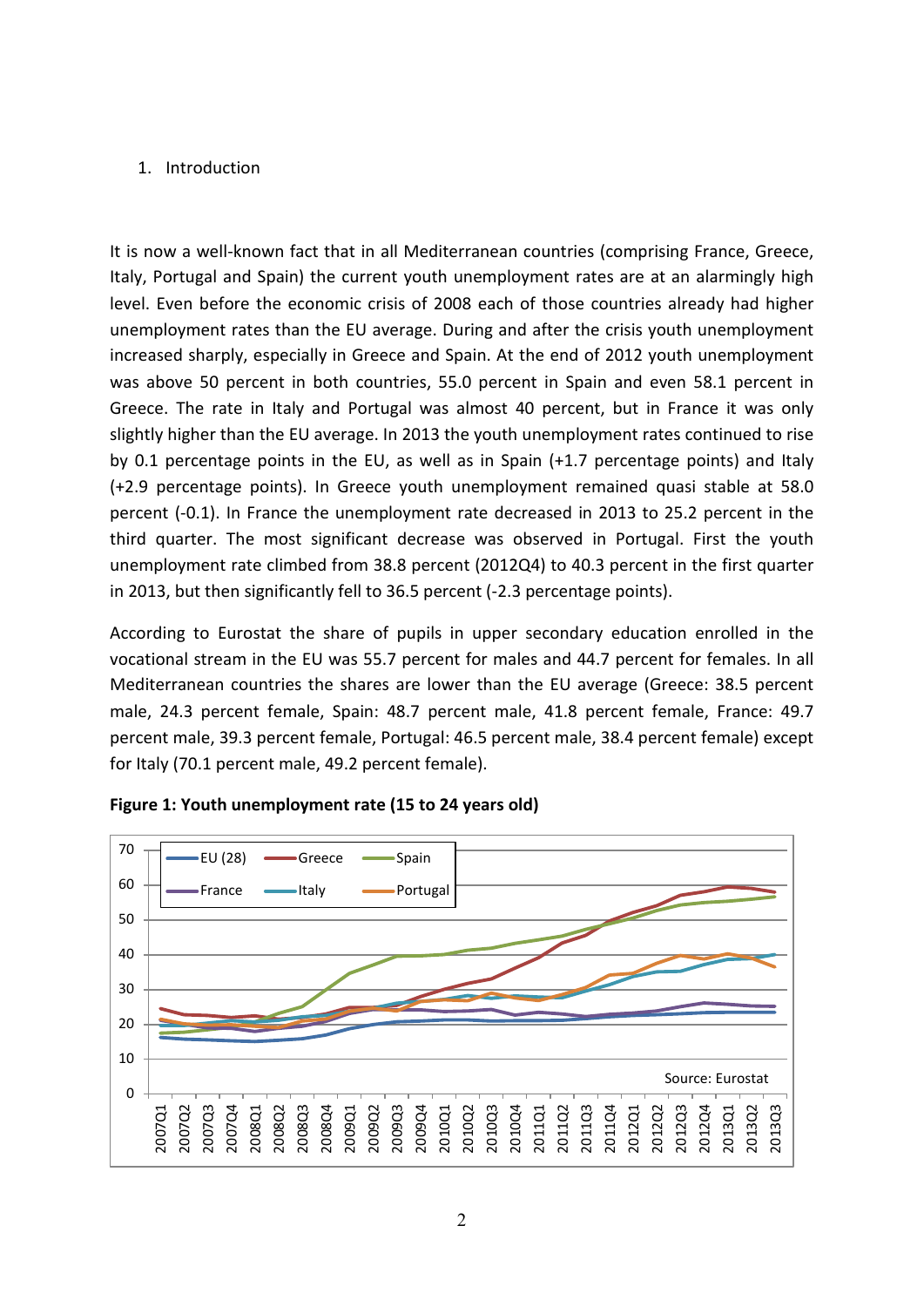## 1. Introduction

It is now a well-known fact that in all Mediterranean countries (comprising France, Greece, Italy, Portugal and Spain) the current youth unemployment rates are at an alarmingly high level. Even before the economic crisis of 2008 each of those countries already had higher unemployment rates than the EU average. During and after the crisis youth unemployment increased sharply, especially in Greece and Spain. At the end of 2012 youth unemployment was above 50 percent in both countries, 55.0 percent in Spain and even 58.1 percent in Greece. The rate in Italy and Portugal was almost 40 percent, but in France it was only slightly higher than the EU average. In 2013 the youth unemployment rates continued to rise by 0.1 percentage points in the EU, as well as in Spain (+1.7 percentage points) and Italy (+2.9 percentage points). In Greece youth unemployment remained quasi stable at 58.0 percent (-0.1). In France the unemployment rate decreased in 2013 to 25.2 percent in the third quarter. The most significant decrease was observed in Portugal. First the youth unemployment rate climbed from 38.8 percent (2012Q4) to 40.3 percent in the first quarter in 2013, but then significantly fell to 36.5 percent (-2.3 percentage points).

According to Eurostat the share of pupils in upper secondary education enrolled in the vocational stream in the EU was 55.7 percent for males and 44.7 percent for females. In all Mediterranean countries the shares are lower than the EU average (Greece: 38.5 percent male, 24.3 percent female, Spain: 48.7 percent male, 41.8 percent female, France: 49.7 percent male, 39.3 percent female, Portugal: 46.5 percent male, 38.4 percent female) except for Italy (70.1 percent male, 49.2 percent female).

**Figure 1: Youth unemployment rate (15 to 24 years old)**

Source: Eurostat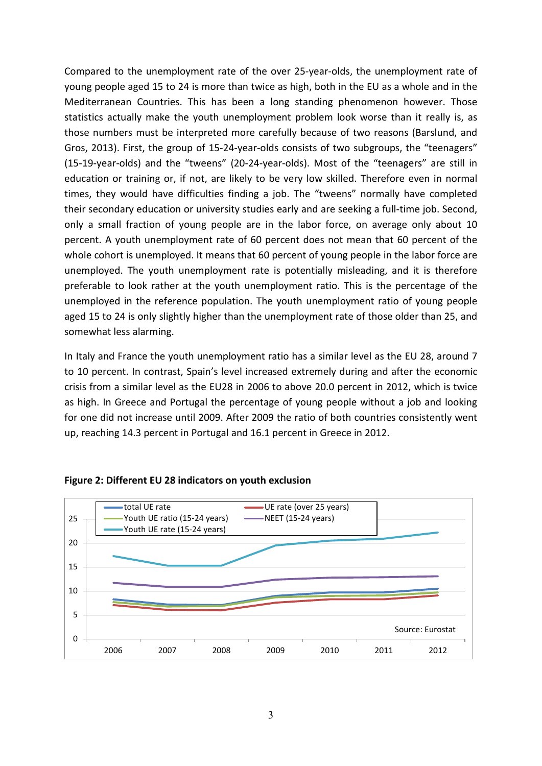Compared to the unemployment rate of the over 25-year-olds, the unemployment rate of young people aged 15 to 24 is more than twice as high, both in the EU as a whole and in the Mediterranean Countries. This has been a long standing phenomenon however. Those statistics actually make the youth unemployment problem look worse than it really is, as those numbers must be interpreted more carefully because of two reasons (Barslund, and Gros, 2013). First, the group of 15-24-year-olds consists of two subgroups, the "teenagers" (15-19-year-olds) and the "tweens" (20-24-year-olds). Most of the "teenagers" are still in education or training or, if not, are likely to be very low skilled. Therefore even in normal times, they would have difficulties finding a job. The "tweens" normally have completed their secondary education or university studies early and are seeking a full-time job. Second, only a small fraction of young people are in the labor force, on average only about 10 percent. A youth unemployment rate of 60 percent does not mean that 60 percent of the whole cohort is unemployed. It means that 60 percent of young people in the labor force are unemployed. The youth unemployment rate is potentially misleading, and it is therefore preferable to look rather at the youth unemployment ratio. This is the percentage of the unemployed in the reference population. The youth unemployment ratio of young people aged 15 to 24 is only slightly higher than the unemployment rate of those older than 25, and somewhat less alarming.

In Italy and France the youth unemployment ratio has a similar level as the EU 28, around 7 to 10 percent. In contrast, Spain's level increased extremely during and after the economic crisis from a similar level as the EU28 in 2006 to above 20.0 percent in 2012, which is twice as high. In Greece and Portugal the percentage of young people without a job and looking for one did not increase until 2009. After 2009 the ratio of both countries consistently went up, reaching 14.3 percent in Portugal and 16.1 percent in Greece in 2012.

**Figure 2: Different EU 28 indicators on youth exclusion**

Legend: total UE rate; UE rate (over 25 years); Youth UE ratio (15-24 years); NEET (15-24 years); Youth UE rate (15-24 years)

Source: Eurostat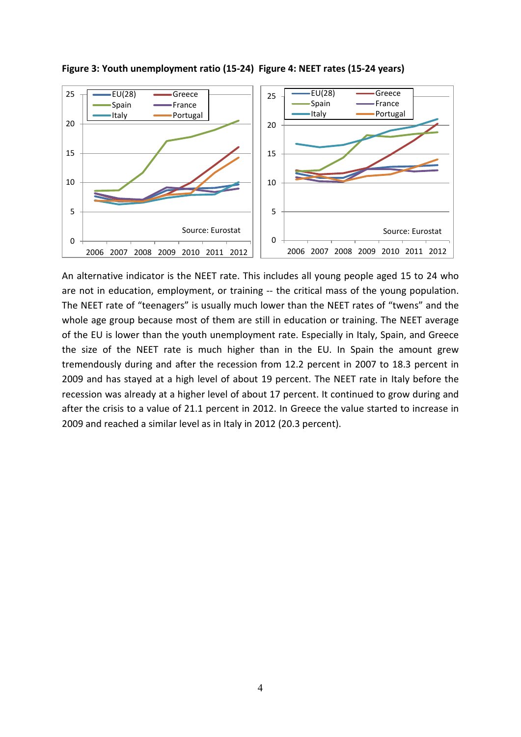**Figure 3: Youth unemployment ratio (15-24) Figure 4: NEET rates (15-24 years)**

An alternative indicator is the NEET rate. This includes all young people aged 15 to 24 who are not in education, employment, or training -- the critical mass of the young population. The NEET rate of "teenagers" is usually much lower than the NEET rates of "twens" and the whole age group because most of them are still in education or training. The NEET average of the EU is lower than the youth unemployment rate. Especially in Italy, Spain, and Greece the size of the NEET rate is much higher than in the EU. In Spain the amount grew tremendously during and after the recession from 12.2 percent in 2007 to 18.3 percent in 2009 and has stayed at a high level of about 19 percent. The NEET rate in Italy before the recession was already at a higher level of about 17 percent. It continued to grow during and after the crisis to a value of 21.1 percent in 2012. In Greece the value started to increase in 2009 and reached a similar level as in Italy in 2012 (20.3 percent).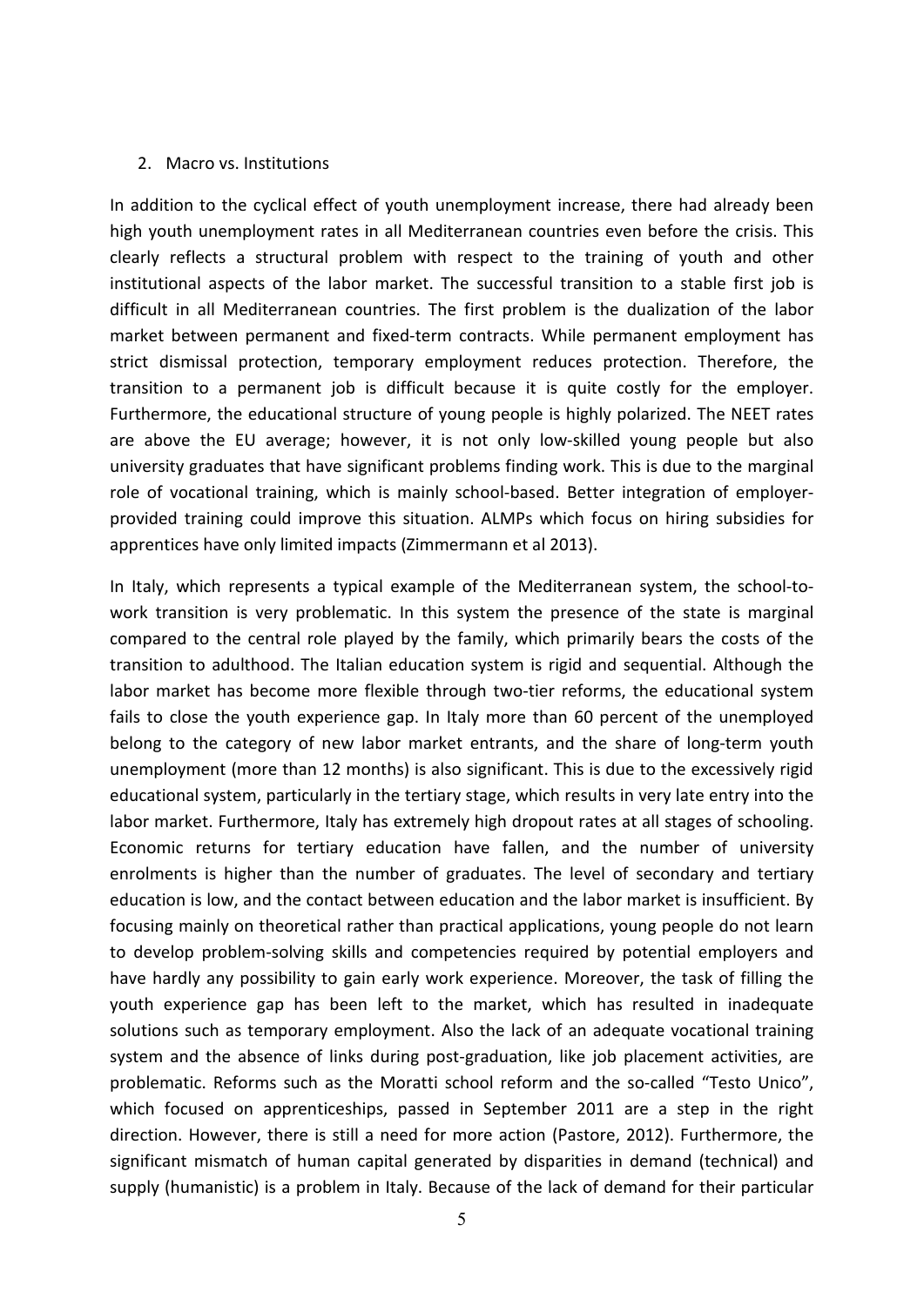## 2. Macro vs. Institutions

In addition to the cyclical effect of youth unemployment increase, there had already been high youth unemployment rates in all Mediterranean countries even before the crisis. This clearly reflects a structural problem with respect to the training of youth and other institutional aspects of the labor market. The successful transition to a stable first job is difficult in all Mediterranean countries. The first problem is the dualization of the labor market between permanent and fixed-term contracts. While permanent employment has strict dismissal protection, temporary employment reduces protection. Therefore, the transition to a permanent job is difficult because it is quite costly for the employer. Furthermore, the educational structure of young people is highly polarized. The NEET rates are above the EU average; however, it is not only low-skilled young people but also university graduates that have significant problems finding work. This is due to the marginal role of vocational training, which is mainly school-based. Better integration of employer-provided training could improve this situation. ALMPs which focus on hiring subsidies for apprentices have only limited impacts (Zimmermann et al 2013).

In Italy, which represents a typical example of the Mediterranean system, the school-to-work transition is very problematic. In this system the presence of the state is marginal compared to the central role played by the family, which primarily bears the costs of the transition to adulthood. The Italian education system is rigid and sequential. Although the labor market has become more flexible through two-tier reforms, the educational system fails to close the youth experience gap. In Italy more than 60 percent of the unemployed belong to the category of new labor market entrants, and the share of long-term youth unemployment (more than 12 months) is also significant. This is due to the excessively rigid educational system, particularly in the tertiary stage, which results in very late entry into the labor market. Furthermore, Italy has extremely high dropout rates at all stages of schooling. Economic returns for tertiary education have fallen, and the number of university enrolments is higher than the number of graduates. The level of secondary and tertiary education is low, and the contact between education and the labor market is insufficient. By focusing mainly on theoretical rather than practical applications, young people do not learn to develop problem-solving skills and competencies required by potential employers and have hardly any possibility to gain early work experience. Moreover, the task of filling the youth experience gap has been left to the market, which has resulted in inadequate solutions such as temporary employment. Also the lack of an adequate vocational training system and the absence of links during post-graduation, like job placement activities, are problematic. Reforms such as the Moratti school reform and the so-called "Testo Unico", which focused on apprenticeships, passed in September 2011 are a step in the right direction. However, there is still a need for more action (Pastore, 2012). Furthermore, the significant mismatch of human capital generated by disparities in demand (technical) and supply (humanistic) is a problem in Italy. Because of the lack of demand for their particular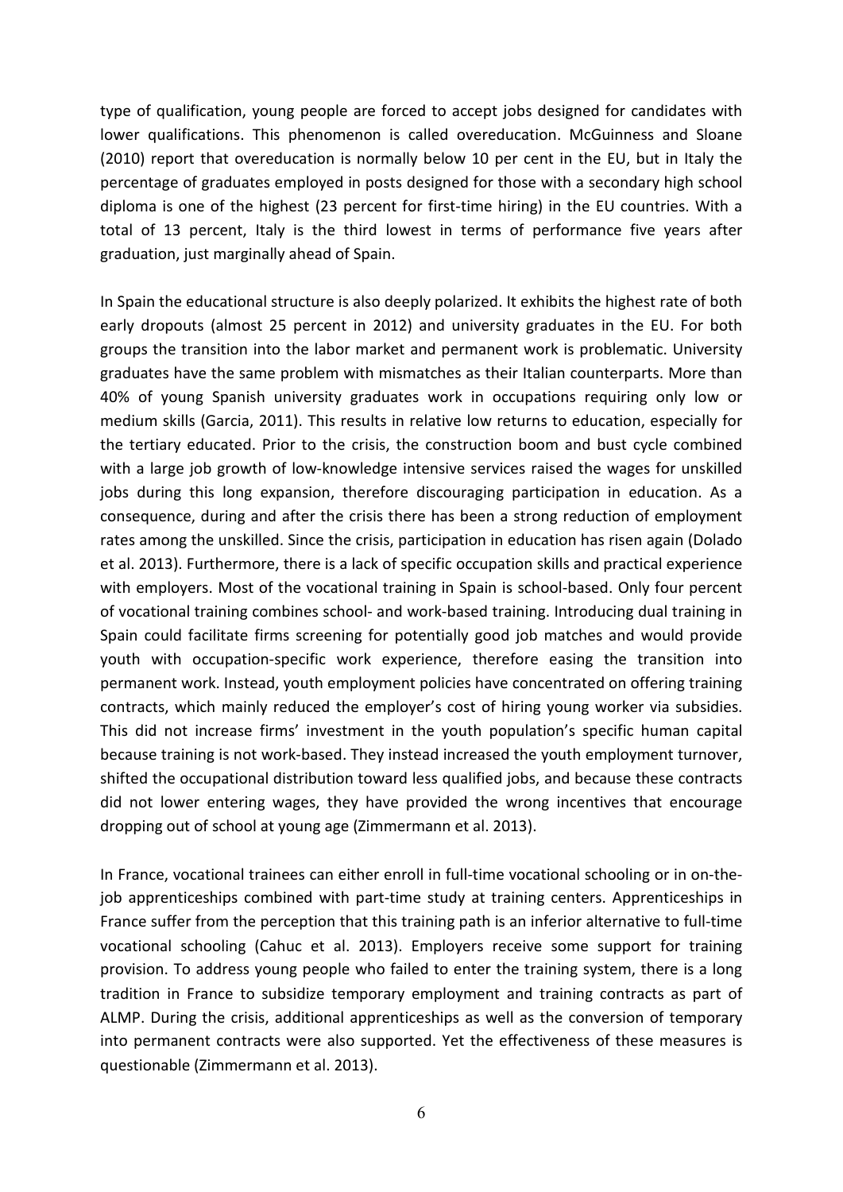type of qualification, young people are forced to accept jobs designed for candidates with lower qualifications. This phenomenon is called overeducation. McGuinness and Sloane (2010) report that overeducation is normally below 10 per cent in the EU, but in Italy the percentage of graduates employed in posts designed for those with a secondary high school diploma is one of the highest (23 percent for first-time hiring) in the EU countries. With a total of 13 percent, Italy is the third lowest in terms of performance five years after graduation, just marginally ahead of Spain.

In Spain the educational structure is also deeply polarized. It exhibits the highest rate of both early dropouts (almost 25 percent in 2012) and university graduates in the EU. For both groups the transition into the labor market and permanent work is problematic. University graduates have the same problem with mismatches as their Italian counterparts. More than 40% of young Spanish university graduates work in occupations requiring only low or medium skills (Garcia, 2011). This results in relative low returns to education, especially for the tertiary educated. Prior to the crisis, the construction boom and bust cycle combined with a large job growth of low-knowledge intensive services raised the wages for unskilled jobs during this long expansion, therefore discouraging participation in education. As a consequence, during and after the crisis there has been a strong reduction of employment rates among the unskilled. Since the crisis, participation in education has risen again (Dolado et al. 2013). Furthermore, there is a lack of specific occupation skills and practical experience with employers. Most of the vocational training in Spain is school-based. Only four percent of vocational training combines school- and work-based training. Introducing dual training in Spain could facilitate firms screening for potentially good job matches and would provide youth with occupation-specific work experience, therefore easing the transition into permanent work. Instead, youth employment policies have concentrated on offering training contracts, which mainly reduced the employer's cost of hiring young worker via subsidies. This did not increase firms' investment in the youth population's specific human capital because training is not work-based. They instead increased the youth employment turnover, shifted the occupational distribution toward less qualified jobs, and because these contracts did not lower entering wages, they have provided the wrong incentives that encourage dropping out of school at young age (Zimmermann et al. 2013).

In France, vocational trainees can either enroll in full-time vocational schooling or in on-the-job apprenticeships combined with part-time study at training centers. Apprenticeships in France suffer from the perception that this training path is an inferior alternative to full-time vocational schooling (Cahuc et al. 2013). Employers receive some support for training provision. To address young people who failed to enter the training system, there is a long tradition in France to subsidize temporary employment and training contracts as part of ALMP. During the crisis, additional apprenticeships as well as the conversion of temporary into permanent contracts were also supported. Yet the effectiveness of these measures is questionable (Zimmermann et al. 2013).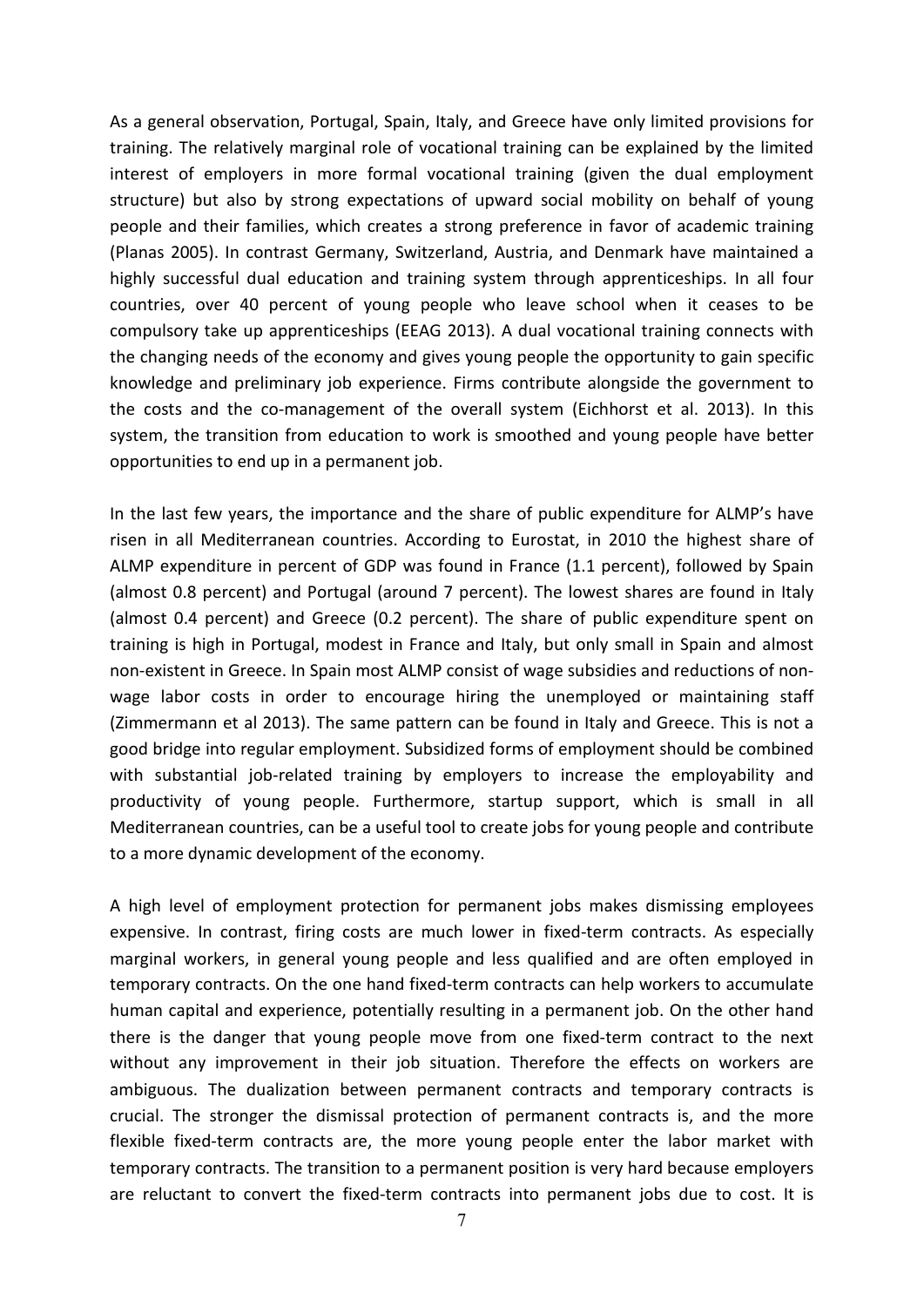As a general observation, Portugal, Spain, Italy, and Greece have only limited provisions for training. The relatively marginal role of vocational training can be explained by the limited interest of employers in more formal vocational training (given the dual employment structure) but also by strong expectations of upward social mobility on behalf of young people and their families, which creates a strong preference in favor of academic training (Planas 2005). In contrast Germany, Switzerland, Austria, and Denmark have maintained a highly successful dual education and training system through apprenticeships. In all four countries, over 40 percent of young people who leave school when it ceases to be compulsory take up apprenticeships (EEAG 2013). A dual vocational training connects with the changing needs of the economy and gives young people the opportunity to gain specific knowledge and preliminary job experience. Firms contribute alongside the government to the costs and the co-management of the overall system (Eichhorst et al. 2013). In this system, the transition from education to work is smoothed and young people have better opportunities to end up in a permanent job.

In the last few years, the importance and the share of public expenditure for ALMP's have risen in all Mediterranean countries. According to Eurostat, in 2010 the highest share of ALMP expenditure in percent of GDP was found in France (1.1 percent), followed by Spain (almost 0.8 percent) and Portugal (around 7 percent). The lowest shares are found in Italy (almost 0.4 percent) and Greece (0.2 percent). The share of public expenditure spent on training is high in Portugal, modest in France and Italy, but only small in Spain and almost non-existent in Greece. In Spain most ALMP consist of wage subsidies and reductions of non-wage labor costs in order to encourage hiring the unemployed or maintaining staff (Zimmermann et al 2013). The same pattern can be found in Italy and Greece. This is not a good bridge into regular employment. Subsidized forms of employment should be combined with substantial job-related training by employers to increase the employability and productivity of young people. Furthermore, startup support, which is small in all Mediterranean countries, can be a useful tool to create jobs for young people and contribute to a more dynamic development of the economy.

A high level of employment protection for permanent jobs makes dismissing employees expensive. In contrast, firing costs are much lower in fixed-term contracts. As especially marginal workers, in general young people and less qualified and are often employed in temporary contracts. On the one hand fixed-term contracts can help workers to accumulate human capital and experience, potentially resulting in a permanent job. On the other hand there is the danger that young people move from one fixed-term contract to the next without any improvement in their job situation. Therefore the effects on workers are ambiguous. The dualization between permanent contracts and temporary contracts is crucial. The stronger the dismissal protection of permanent contracts is, and the more flexible fixed-term contracts are, the more young people enter the labor market with temporary contracts. The transition to a permanent position is very hard because employers are reluctant to convert the fixed-term contracts into permanent jobs due to cost. It is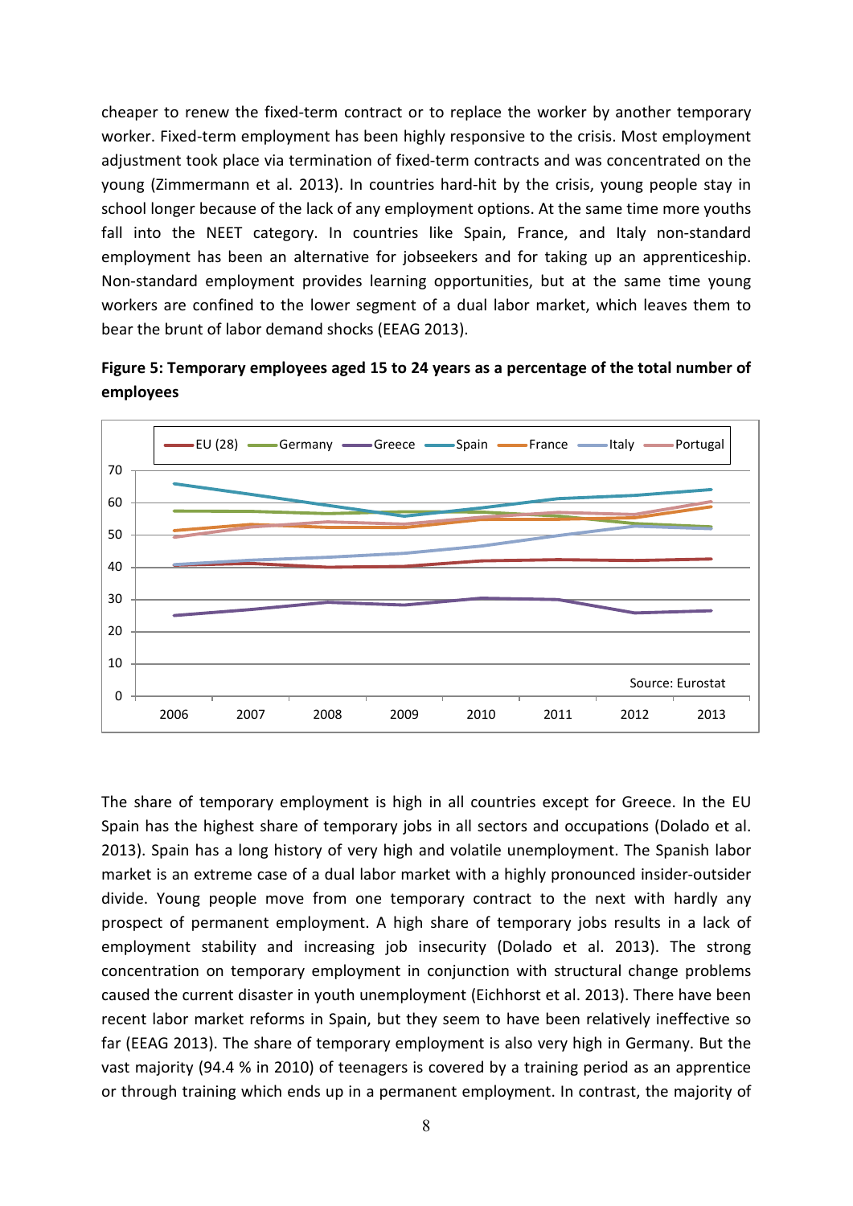cheaper to renew the fixed-term contract or to replace the worker by another temporary worker. Fixed-term employment has been highly responsive to the crisis. Most employment adjustment took place via termination of fixed-term contracts and was concentrated on the young (Zimmermann et al. 2013). In countries hard-hit by the crisis, young people stay in school longer because of the lack of any employment options. At the same time more youths fall into the NEET category. In countries like Spain, France, and Italy non-standard employment has been an alternative for jobseekers and for taking up an apprenticeship. Non-standard employment provides learning opportunities, but at the same time young workers are confined to the lower segment of a dual labor market, which leaves them to bear the brunt of labor demand shocks (EEAG 2013).

**Figure 5: Temporary employees aged 15 to 24 years as a percentage of the total number of employees**

The share of temporary employment is high in all countries except for Greece. In the EU Spain has the highest share of temporary jobs in all sectors and occupations (Dolado et al. 2013). Spain has a long history of very high and volatile unemployment. The Spanish labor market is an extreme case of a dual labor market with a highly pronounced insider-outsider divide. Young people move from one temporary contract to the next with hardly any prospect of permanent employment. A high share of temporary jobs results in a lack of employment stability and increasing job insecurity (Dolado et al. 2013). The strong concentration on temporary employment in conjunction with structural change problems caused the current disaster in youth unemployment (Eichhorst et al. 2013). There have been recent labor market reforms in Spain, but they seem to have been relatively ineffective so far (EEAG 2013). The share of temporary employment is also very high in Germany. But the vast majority (94.4 % in 2010) of teenagers is covered by a training period as an apprentice or through training which ends up in a permanent employment. In contrast, the majority of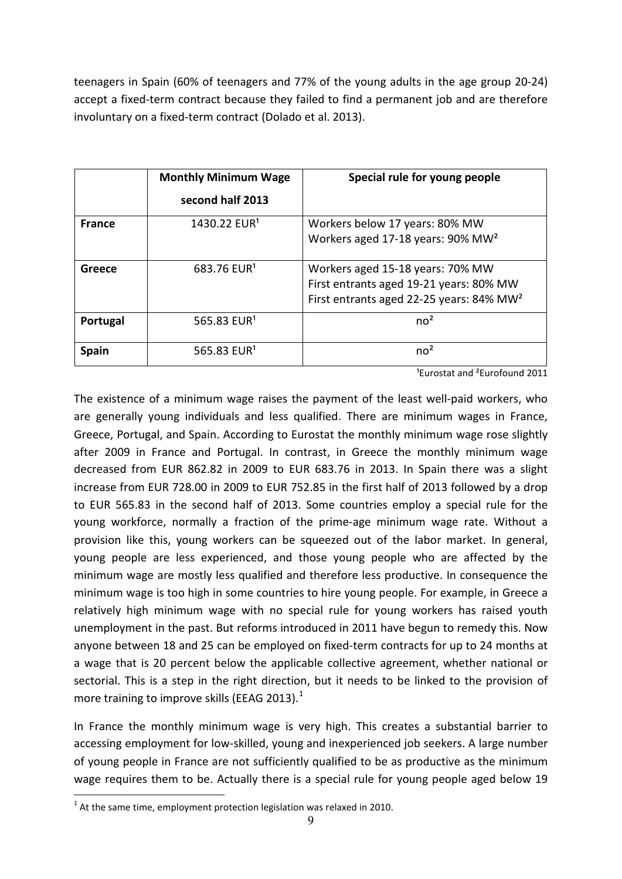teenagers in Spain (60% of teenagers and 77% of the young adults in the age group 20-24) accept a fixed-term contract because they failed to find a permanent job and are therefore involuntary on a fixed-term contract (Dolado et al. 2013).

| | Monthly Minimum Wage second half 2013 | Special rule for young people |
|---|---|---|
| **France** | 1430.22 EUR[1] | Workers below 17 years: 80% MW<br>Workers aged 17-18 years: 90% MW[2] |
| **Greece** | 683.76 EUR[1] | Workers aged 15-18 years: 70% MW<br>First entrants aged 19-21 years: 80% MW<br>First entrants aged 22-25 years: 84% MW[2] |
| **Portugal** | 565.83 EUR[1] | no[2] |
| **Spain** | 565.83 EUR[1] | no[2] |

[1]Eurostat and [2]Eurofound 2011

The existence of a minimum wage raises the payment of the least well-paid workers, who are generally young individuals and less qualified. There are minimum wages in France, Greece, Portugal, and Spain. According to Eurostat the monthly minimum wage rose slightly after 2009 in France and Portugal. In contrast, in Greece the monthly minimum wage decreased from EUR 862.82 in 2009 to EUR 683.76 in 2013. In Spain there was a slight increase from EUR 728.00 in 2009 to EUR 752.85 in the first half of 2013 followed by a drop to EUR 565.83 in the second half of 2013. Some countries employ a special rule for the young workforce, normally a fraction of the prime-age minimum wage rate. Without a provision like this, young workers can be squeezed out of the labor market. In general, young people are less experienced, and those young people who are affected by the minimum wage are mostly less qualified and therefore less productive. In consequence the minimum wage is too high in some countries to hire young people. For example, in Greece a relatively high minimum wage with no special rule for young workers has raised youth unemployment in the past. But reforms introduced in 2011 have begun to remedy this. Now anyone between 18 and 25 can be employed on fixed-term contracts for up to 24 months at a wage that is 20 percent below the applicable collective agreement, whether national or sectorial. This is a step in the right direction, but it needs to be linked to the provision of more training to improve skills (EEAG 2013).[1]

In France the monthly minimum wage is very high. This creates a substantial barrier to accessing employment for low-skilled, young and inexperienced job seekers. A large number of young people in France are not sufficiently qualified to be as productive as the minimum wage requires them to be. Actually there is a special rule for young people aged below 19

[1] At the same time, employment protection legislation was relaxed in 2010.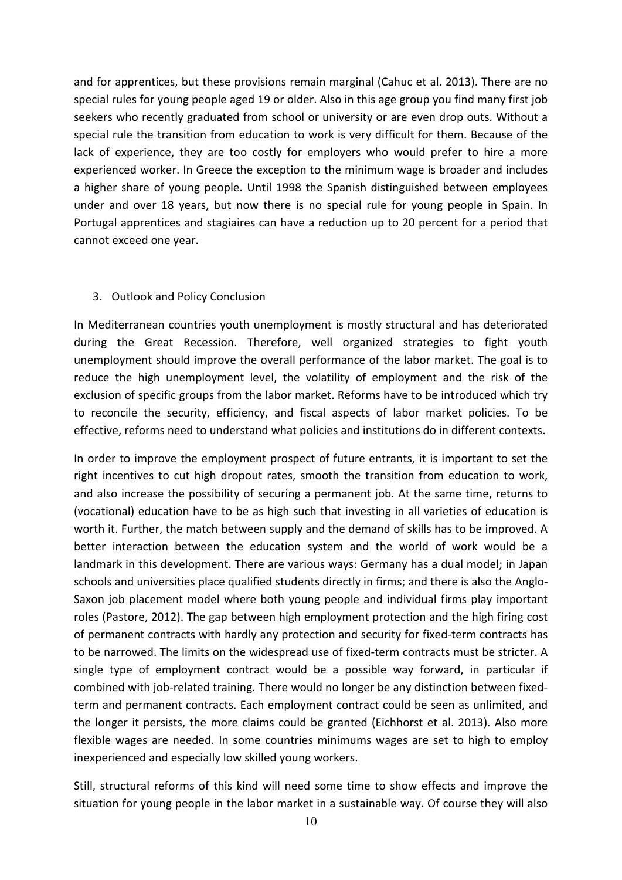and for apprentices, but these provisions remain marginal (Cahuc et al. 2013). There are no special rules for young people aged 19 or older. Also in this age group you find many first job seekers who recently graduated from school or university or are even drop outs. Without a special rule the transition from education to work is very difficult for them. Because of the lack of experience, they are too costly for employers who would prefer to hire a more experienced worker. In Greece the exception to the minimum wage is broader and includes a higher share of young people. Until 1998 the Spanish distinguished between employees under and over 18 years, but now there is no special rule for young people in Spain. In Portugal apprentices and stagiaires can have a reduction up to 20 percent for a period that cannot exceed one year.

## 3. Outlook and Policy Conclusion

In Mediterranean countries youth unemployment is mostly structural and has deteriorated during the Great Recession. Therefore, well organized strategies to fight youth unemployment should improve the overall performance of the labor market. The goal is to reduce the high unemployment level, the volatility of employment and the risk of the exclusion of specific groups from the labor market. Reforms have to be introduced which try to reconcile the security, efficiency, and fiscal aspects of labor market policies. To be effective, reforms need to understand what policies and institutions do in different contexts.

In order to improve the employment prospect of future entrants, it is important to set the right incentives to cut high dropout rates, smooth the transition from education to work, and also increase the possibility of securing a permanent job. At the same time, returns to (vocational) education have to be as high such that investing in all varieties of education is worth it. Further, the match between supply and the demand of skills has to be improved. A better interaction between the education system and the world of work would be a landmark in this development. There are various ways: Germany has a dual model; in Japan schools and universities place qualified students directly in firms; and there is also the Anglo-Saxon job placement model where both young people and individual firms play important roles (Pastore, 2012). The gap between high employment protection and the high firing cost of permanent contracts with hardly any protection and security for fixed-term contracts has to be narrowed. The limits on the widespread use of fixed-term contracts must be stricter. A single type of employment contract would be a possible way forward, in particular if combined with job-related training. There would no longer be any distinction between fixed-term and permanent contracts. Each employment contract could be seen as unlimited, and the longer it persists, the more claims could be granted (Eichhorst et al. 2013). Also more flexible wages are needed. In some countries minimums wages are set to high to employ inexperienced and especially low skilled young workers.

Still, structural reforms of this kind will need some time to show effects and improve the situation for young people in the labor market in a sustainable way. Of course they will also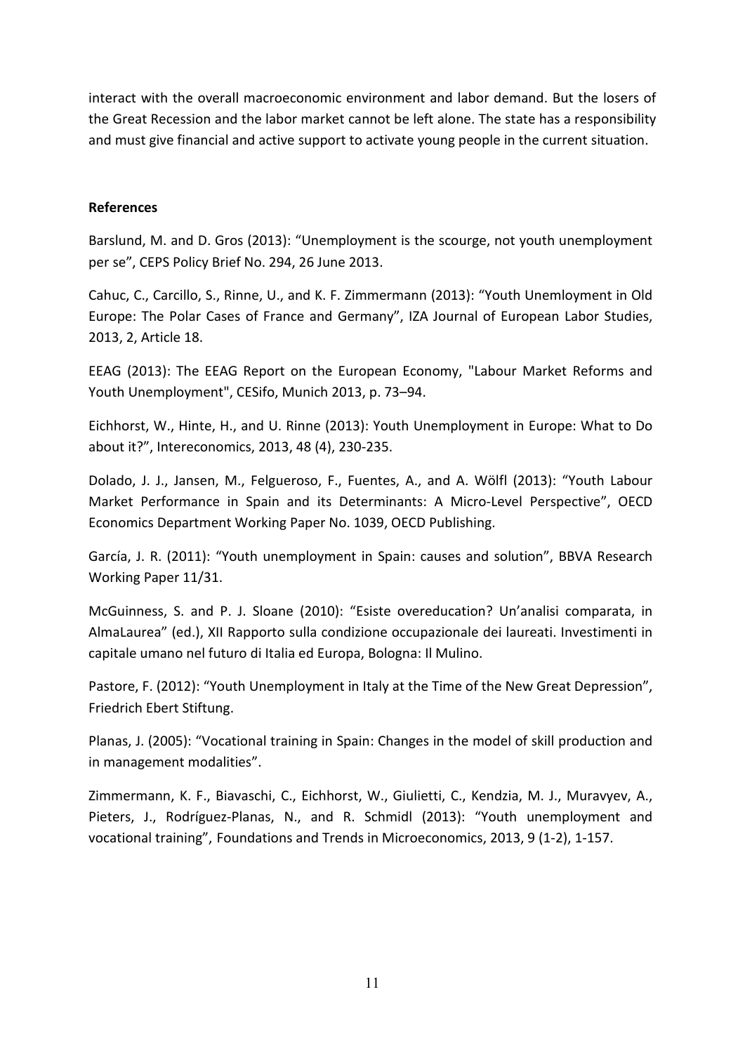interact with the overall macroeconomic environment and labor demand. But the losers of the Great Recession and the labor market cannot be left alone. The state has a responsibility and must give financial and active support to activate young people in the current situation.

**References**

Barslund, M. and D. Gros (2013): "Unemployment is the scourge, not youth unemployment per se", CEPS Policy Brief No. 294, 26 June 2013.

Cahuc, C., Carcillo, S., Rinne, U., and K. F. Zimmermann (2013): "Youth Unemloyment in Old Europe: The Polar Cases of France and Germany", IZA Journal of European Labor Studies, 2013, 2, Article 18.

EEAG (2013): The EEAG Report on the European Economy, "Labour Market Reforms and Youth Unemployment", CESifo, Munich 2013, p. 73–94.

Eichhorst, W., Hinte, H., and U. Rinne (2013): Youth Unemployment in Europe: What to Do about it?", Intereconomics, 2013, 48 (4), 230-235.

Dolado, J. J., Jansen, M., Felgueroso, F., Fuentes, A., and A. Wölfl (2013): "Youth Labour Market Performance in Spain and its Determinants: A Micro-Level Perspective", OECD Economics Department Working Paper No. 1039, OECD Publishing.

García, J. R. (2011): "Youth unemployment in Spain: causes and solution", BBVA Research Working Paper 11/31.

McGuinness, S. and P. J. Sloane (2010): "Esiste overeducation? Un'analisi comparata, in AlmaLaurea" (ed.), XII Rapporto sulla condizione occupazionale dei laureati. Investimenti in capitale umano nel futuro di Italia ed Europa, Bologna: Il Mulino.

Pastore, F. (2012): "Youth Unemployment in Italy at the Time of the New Great Depression", Friedrich Ebert Stiftung.

Planas, J. (2005): "Vocational training in Spain: Changes in the model of skill production and in management modalities".

Zimmermann, K. F., Biavaschi, C., Eichhorst, W., Giulietti, C., Kendzia, M. J., Muravyev, A., Pieters, J., Rodríguez-Planas, N., and R. Schmidl (2013): "Youth unemployment and vocational training", Foundations and Trends in Microeconomics, 2013, 9 (1-2), 1-157.